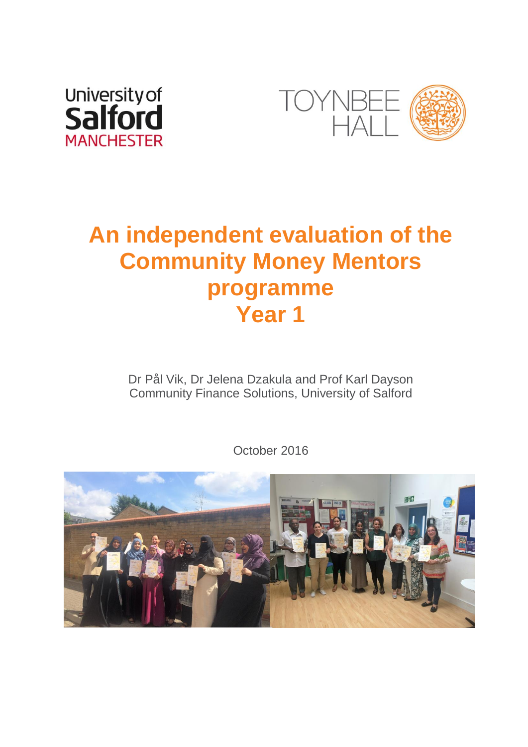# An independent evaluation of the Community Money Mentors programme Year 1

Dr Pål Vik, Dr Jelena Dzakula and Prof Karl Dayson
Community Finance Solutions, University of Salford

October 2016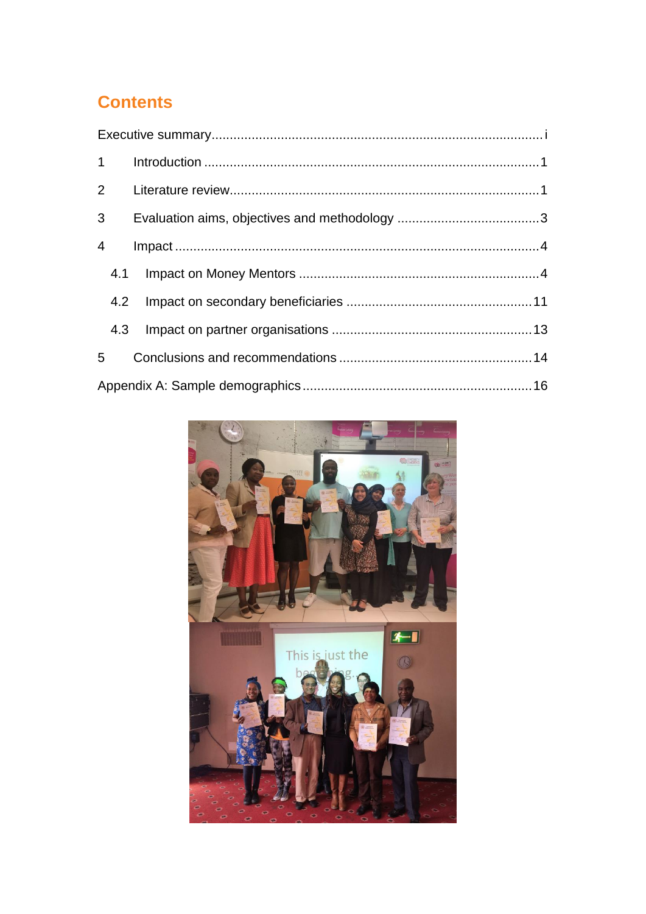# Contents

Executive summary........................................................................................i

1 Introduction .........................................................................................1

2 Literature review....................................................................................1

3 Evaluation aims, objectives and methodology .......................................3

4 Impact ..................................................................................................4

4.1 Impact on Money Mentors .................................................................4

4.2 Impact on secondary beneficiaries ..................................................11

4.3 Impact on partner organisations ......................................................13

5 Conclusions and recommendations ....................................................14

Appendix A: Sample demographics..............................................................16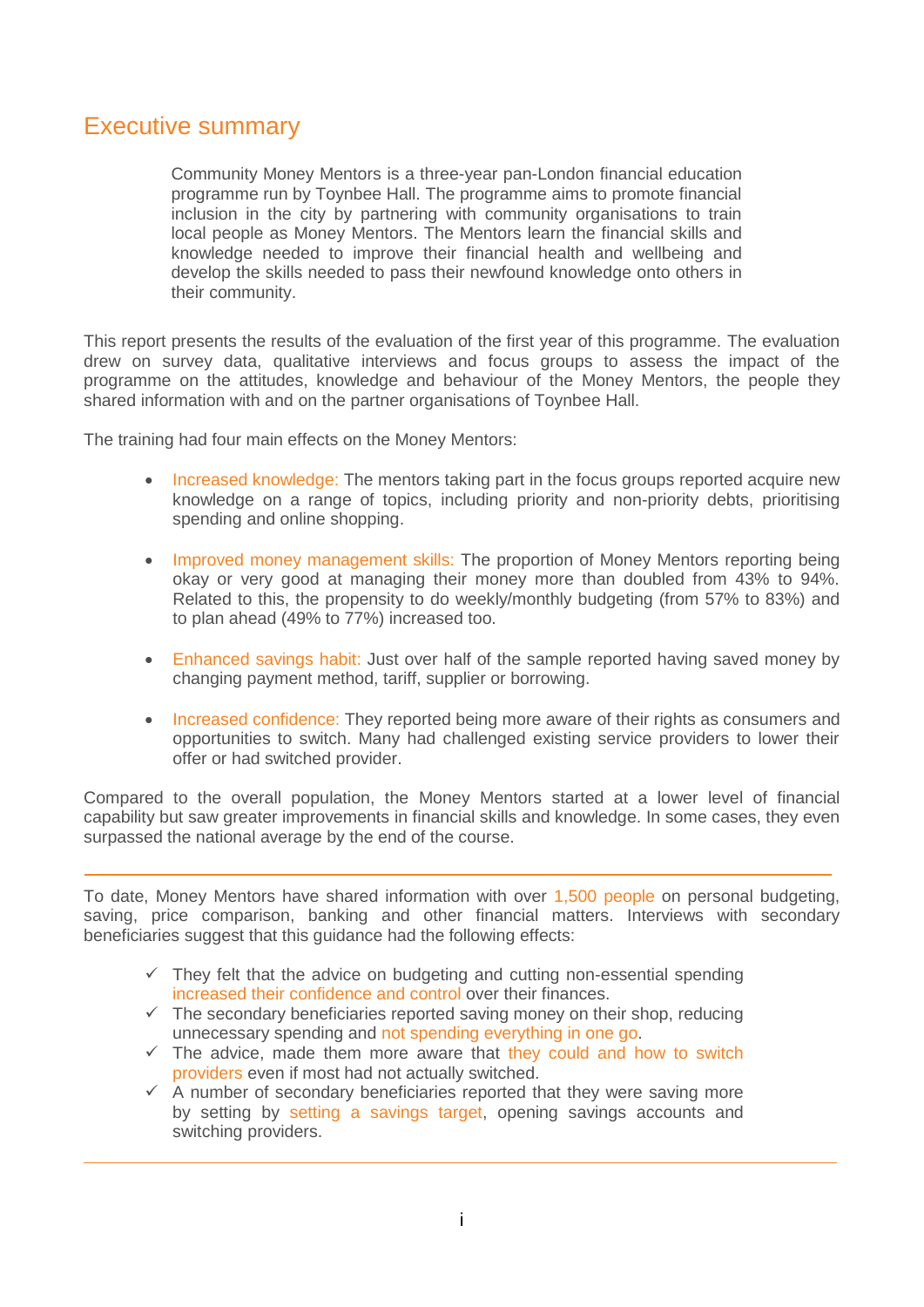# Executive summary

Community Money Mentors is a three-year pan-London financial education programme run by Toynbee Hall. The programme aims to promote financial inclusion in the city by partnering with community organisations to train local people as Money Mentors. The Mentors learn the financial skills and knowledge needed to improve their financial health and wellbeing and develop the skills needed to pass their newfound knowledge onto others in their community.

This report presents the results of the evaluation of the first year of this programme. The evaluation drew on survey data, qualitative interviews and focus groups to assess the impact of the programme on the attitudes, knowledge and behaviour of the Money Mentors, the people they shared information with and on the partner organisations of Toynbee Hall.

The training had four main effects on the Money Mentors:

- Increased knowledge: The mentors taking part in the focus groups reported acquire new knowledge on a range of topics, including priority and non-priority debts, prioritising spending and online shopping.
- Improved money management skills: The proportion of Money Mentors reporting being okay or very good at managing their money more than doubled from 43% to 94%. Related to this, the propensity to do weekly/monthly budgeting (from 57% to 83%) and to plan ahead (49% to 77%) increased too.
- Enhanced savings habit: Just over half of the sample reported having saved money by changing payment method, tariff, supplier or borrowing.
- Increased confidence: They reported being more aware of their rights as consumers and opportunities to switch. Many had challenged existing service providers to lower their offer or had switched provider.

Compared to the overall population, the Money Mentors started at a lower level of financial capability but saw greater improvements in financial skills and knowledge. In some cases, they even surpassed the national average by the end of the course.

---

To date, Money Mentors have shared information with over 1,500 people on personal budgeting, saving, price comparison, banking and other financial matters. Interviews with secondary beneficiaries suggest that this guidance had the following effects:

- ✓ They felt that the advice on budgeting and cutting non-essential spending increased their confidence and control over their finances.
- ✓ The secondary beneficiaries reported saving money on their shop, reducing unnecessary spending and not spending everything in one go.
- ✓ The advice, made them more aware that they could and how to switch providers even if most had not actually switched.
- ✓ A number of secondary beneficiaries reported that they were saving more by setting by setting a savings target, opening savings accounts and switching providers.

---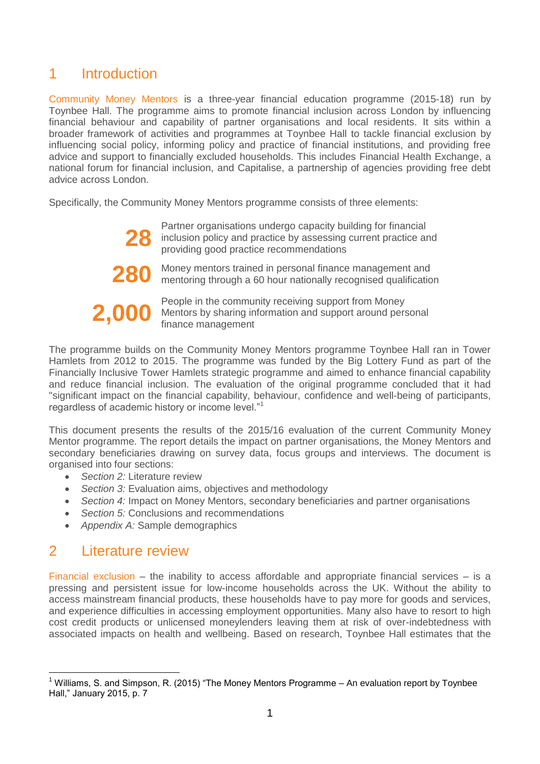# 1 Introduction

Community Money Mentors is a three-year financial education programme (2015-18) run by Toynbee Hall. The programme aims to promote financial inclusion across London by influencing financial behaviour and capability of partner organisations and local residents. It sits within a broader framework of activities and programmes at Toynbee Hall to tackle financial exclusion by influencing social policy, informing policy and practice of financial institutions, and providing free advice and support to financially excluded households. This includes Financial Health Exchange, a national forum for financial inclusion, and Capitalise, a partnership of agencies providing free debt advice across London.

Specifically, the Community Money Mentors programme consists of three elements:

**28** Partner organisations undergo capacity building for financial inclusion policy and practice by assessing current practice and providing good practice recommendations

**280** Money mentors trained in personal finance management and mentoring through a 60 hour nationally recognised qualification

**2,000** People in the community receiving support from Money Mentors by sharing information and support around personal finance management

The programme builds on the Community Money Mentors programme Toynbee Hall ran in Tower Hamlets from 2012 to 2015. The programme was funded by the Big Lottery Fund as part of the Financially Inclusive Tower Hamlets strategic programme and aimed to enhance financial capability and reduce financial inclusion. The evaluation of the original programme concluded that it had "significant impact on the financial capability, behaviour, confidence and well-being of participants, regardless of academic history or income level."[1]

This document presents the results of the 2015/16 evaluation of the current Community Money Mentor programme. The report details the impact on partner organisations, the Money Mentors and secondary beneficiaries drawing on survey data, focus groups and interviews. The document is organised into four sections:

- *Section 2:* Literature review
- *Section 3:* Evaluation aims, objectives and methodology
- *Section 4:* Impact on Money Mentors, secondary beneficiaries and partner organisations
- *Section 5:* Conclusions and recommendations
- *Appendix A:* Sample demographics

# 2 Literature review

Financial exclusion – the inability to access affordable and appropriate financial services – is a pressing and persistent issue for low-income households across the UK. Without the ability to access mainstream financial products, these households have to pay more for goods and services, and experience difficulties in accessing employment opportunities. Many also have to resort to high cost credit products or unlicensed moneylenders leaving them at risk of over-indebtedness with associated impacts on health and wellbeing. Based on research, Toynbee Hall estimates that the

---

[1] Williams, S. and Simpson, R. (2015) "The Money Mentors Programme – An evaluation report by Toynbee Hall," January 2015, p. 7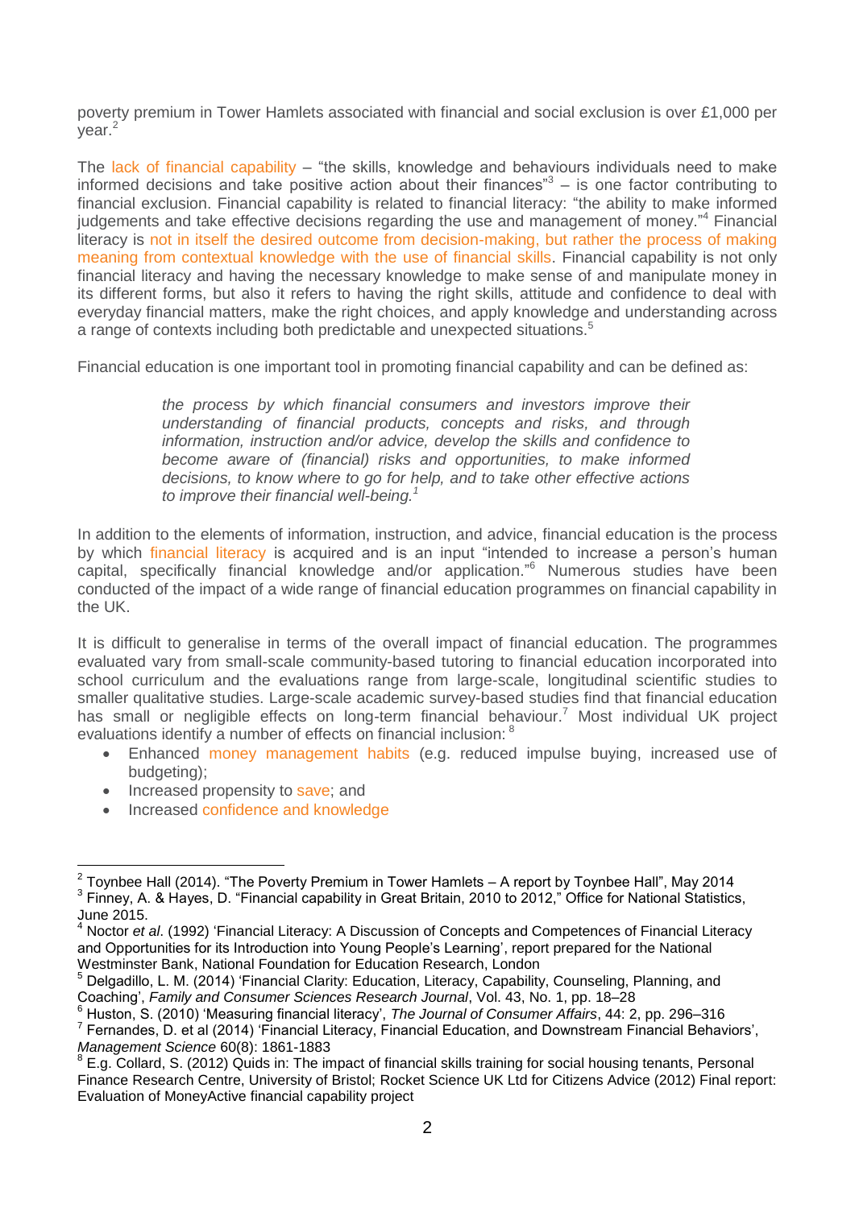poverty premium in Tower Hamlets associated with financial and social exclusion is over £1,000 per year.[2]

The lack of financial capability – "the skills, knowledge and behaviours individuals need to make informed decisions and take positive action about their finances"[3] – is one factor contributing to financial exclusion. Financial capability is related to financial literacy: "the ability to make informed judgements and take effective decisions regarding the use and management of money."[4] Financial literacy is not in itself the desired outcome from decision-making, but rather the process of making meaning from contextual knowledge with the use of financial skills. Financial capability is not only financial literacy and having the necessary knowledge to make sense of and manipulate money in its different forms, but also it refers to having the right skills, attitude and confidence to deal with everyday financial matters, make the right choices, and apply knowledge and understanding across a range of contexts including both predictable and unexpected situations.[5]

Financial education is one important tool in promoting financial capability and can be defined as:

> *the process by which financial consumers and investors improve their understanding of financial products, concepts and risks, and through information, instruction and/or advice, develop the skills and confidence to become aware of (financial) risks and opportunities, to make informed decisions, to know where to go for help, and to take other effective actions to improve their financial well-being.*[1]

In addition to the elements of information, instruction, and advice, financial education is the process by which financial literacy is acquired and is an input "intended to increase a person's human capital, specifically financial knowledge and/or application."[6] Numerous studies have been conducted of the impact of a wide range of financial education programmes on financial capability in the UK.

It is difficult to generalise in terms of the overall impact of financial education. The programmes evaluated vary from small-scale community-based tutoring to financial education incorporated into school curriculum and the evaluations range from large-scale, longitudinal scientific studies to smaller qualitative studies. Large-scale academic survey-based studies find that financial education has small or negligible effects on long-term financial behaviour.[7] Most individual UK project evaluations identify a number of effects on financial inclusion:[8]

- Enhanced money management habits (e.g. reduced impulse buying, increased use of budgeting);
- Increased propensity to save; and
- Increased confidence and knowledge

---

[2] Toynbee Hall (2014). "The Poverty Premium in Tower Hamlets – A report by Toynbee Hall", May 2014

[3] Finney, A. & Hayes, D. "Financial capability in Great Britain, 2010 to 2012," Office for National Statistics, June 2015.

[4] Noctor *et al*. (1992) 'Financial Literacy: A Discussion of Concepts and Competences of Financial Literacy and Opportunities for its Introduction into Young People's Learning', report prepared for the National Westminster Bank, National Foundation for Education Research, London

[5] Delgadillo, L. M. (2014) 'Financial Clarity: Education, Literacy, Capability, Counseling, Planning, and Coaching', *Family and Consumer Sciences Research Journal*, Vol. 43, No. 1, pp. 18–28

[6] Huston, S. (2010) 'Measuring financial literacy', *The Journal of Consumer Affairs*, 44: 2, pp. 296–316

[7] Fernandes, D. et al (2014) 'Financial Literacy, Financial Education, and Downstream Financial Behaviors', *Management Science* 60(8): 1861-1883

[8] E.g. Collard, S. (2012) Quids in: The impact of financial skills training for social housing tenants, Personal Finance Research Centre, University of Bristol; Rocket Science UK Ltd for Citizens Advice (2012) Final report: Evaluation of MoneyActive financial capability project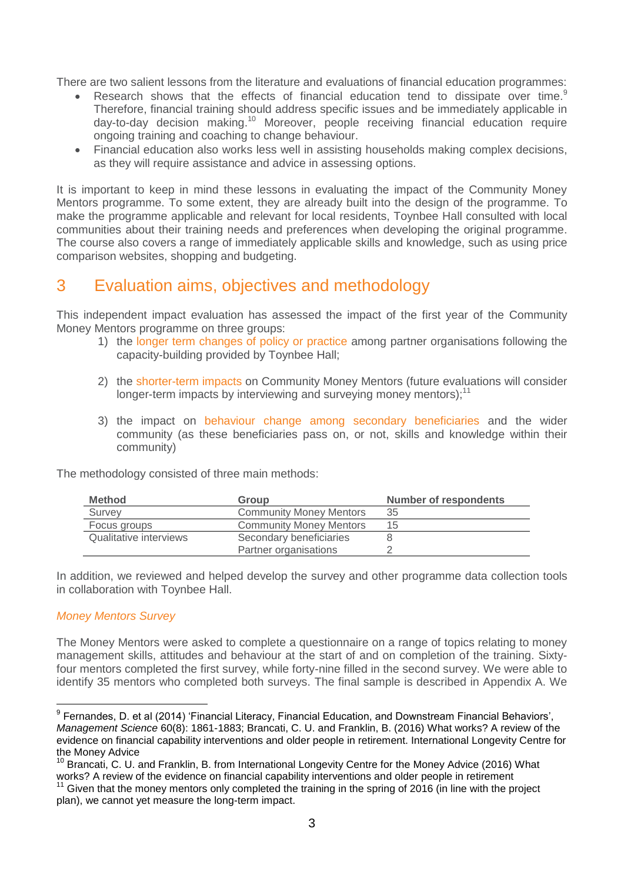There are two salient lessons from the literature and evaluations of financial education programmes:

- Research shows that the effects of financial education tend to dissipate over time.[9] Therefore, financial training should address specific issues and be immediately applicable in day-to-day decision making.[10] Moreover, people receiving financial education require ongoing training and coaching to change behaviour.
- Financial education also works less well in assisting households making complex decisions, as they will require assistance and advice in assessing options.

It is important to keep in mind these lessons in evaluating the impact of the Community Money Mentors programme. To some extent, they are already built into the design of the programme. To make the programme applicable and relevant for local residents, Toynbee Hall consulted with local communities about their training needs and preferences when developing the original programme. The course also covers a range of immediately applicable skills and knowledge, such as using price comparison websites, shopping and budgeting.

# 3 Evaluation aims, objectives and methodology

This independent impact evaluation has assessed the impact of the first year of the Community Money Mentors programme on three groups:

1) the longer term changes of policy or practice among partner organisations following the capacity-building provided by Toynbee Hall;

2) the shorter-term impacts on Community Money Mentors (future evaluations will consider longer-term impacts by interviewing and surveying money mentors);[11]

3) the impact on behaviour change among secondary beneficiaries and the wider community (as these beneficiaries pass on, or not, skills and knowledge within their community)

The methodology consisted of three main methods:

| Method | Group | Number of respondents |
|---|---|---|
| Survey | Community Money Mentors | 35 |
| Focus groups | Community Money Mentors | 15 |
| Qualitative interviews | Secondary beneficiaries | 8 |
| | Partner organisations | 2 |

In addition, we reviewed and helped develop the survey and other programme data collection tools in collaboration with Toynbee Hall.

*Money Mentors Survey*

The Money Mentors were asked to complete a questionnaire on a range of topics relating to money management skills, attitudes and behaviour at the start of and on completion of the training. Sixty-four mentors completed the first survey, while forty-nine filled in the second survey. We were able to identify 35 mentors who completed both surveys. The final sample is described in Appendix A. We

---

[9] Fernandes, D. et al (2014) 'Financial Literacy, Financial Education, and Downstream Financial Behaviors', *Management Science* 60(8): 1861-1883; Brancati, C. U. and Franklin, B. (2016) What works? A review of the evidence on financial capability interventions and older people in retirement. International Longevity Centre for the Money Advice

[10] Brancati, C. U. and Franklin, B. from International Longevity Centre for the Money Advice (2016) What works? A review of the evidence on financial capability interventions and older people in retirement

[11] Given that the money mentors only completed the training in the spring of 2016 (in line with the project plan), we cannot yet measure the long-term impact.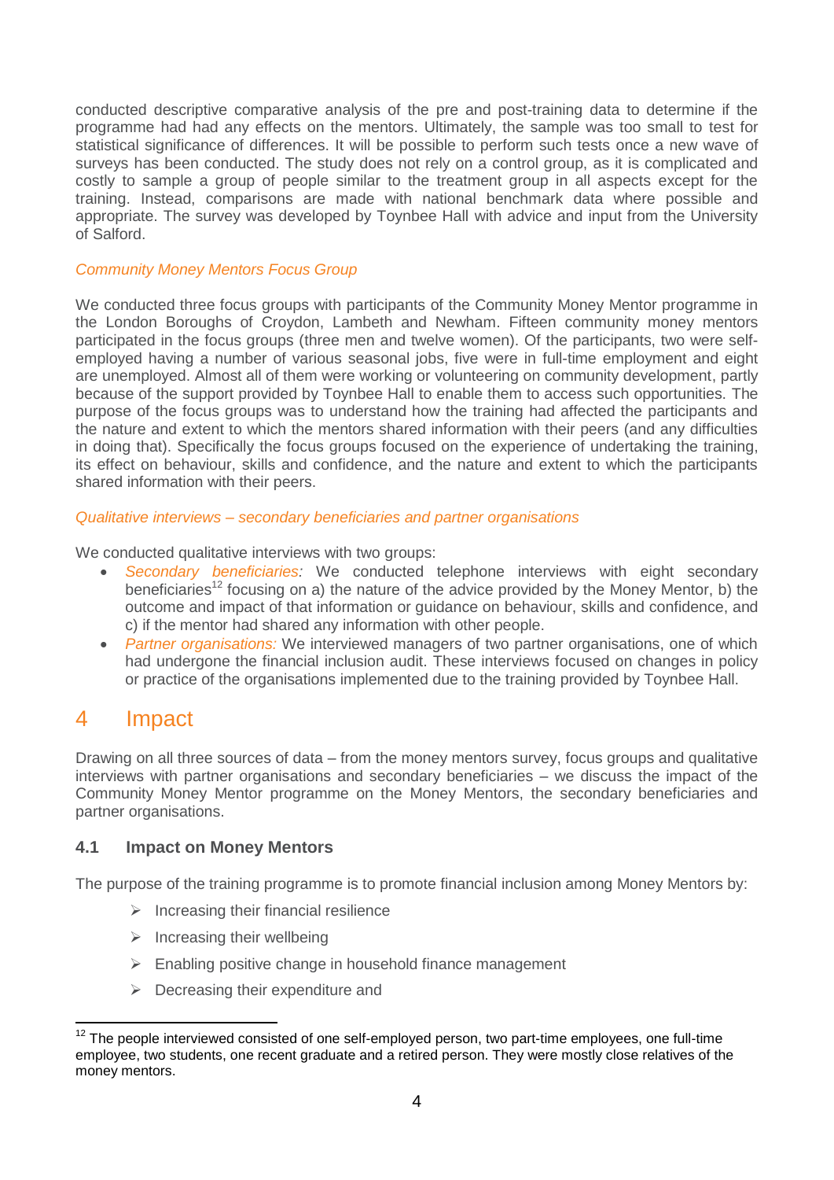conducted descriptive comparative analysis of the pre and post-training data to determine if the programme had had any effects on the mentors. Ultimately, the sample was too small to test for statistical significance of differences. It will be possible to perform such tests once a new wave of surveys has been conducted. The study does not rely on a control group, as it is complicated and costly to sample a group of people similar to the treatment group in all aspects except for the training. Instead, comparisons are made with national benchmark data where possible and appropriate. The survey was developed by Toynbee Hall with advice and input from the University of Salford.

*Community Money Mentors Focus Group*

We conducted three focus groups with participants of the Community Money Mentor programme in the London Boroughs of Croydon, Lambeth and Newham. Fifteen community money mentors participated in the focus groups (three men and twelve women). Of the participants, two were self-employed having a number of various seasonal jobs, five were in full-time employment and eight are unemployed. Almost all of them were working or volunteering on community development, partly because of the support provided by Toynbee Hall to enable them to access such opportunities. The purpose of the focus groups was to understand how the training had affected the participants and the nature and extent to which the mentors shared information with their peers (and any difficulties in doing that). Specifically the focus groups focused on the experience of undertaking the training, its effect on behaviour, skills and confidence, and the nature and extent to which the participants shared information with their peers.

*Qualitative interviews – secondary beneficiaries and partner organisations*

We conducted qualitative interviews with two groups:

- *Secondary beneficiaries:* We conducted telephone interviews with eight secondary beneficiaries[12] focusing on a) the nature of the advice provided by the Money Mentor, b) the outcome and impact of that information or guidance on behaviour, skills and confidence, and c) if the mentor had shared any information with other people.
- *Partner organisations:* We interviewed managers of two partner organisations, one of which had undergone the financial inclusion audit. These interviews focused on changes in policy or practice of the organisations implemented due to the training provided by Toynbee Hall.

# 4 Impact

Drawing on all three sources of data – from the money mentors survey, focus groups and qualitative interviews with partner organisations and secondary beneficiaries – we discuss the impact of the Community Money Mentor programme on the Money Mentors, the secondary beneficiaries and partner organisations.

## 4.1 Impact on Money Mentors

The purpose of the training programme is to promote financial inclusion among Money Mentors by:

- Increasing their financial resilience
- Increasing their wellbeing
- Enabling positive change in household finance management
- Decreasing their expenditure and

[12] The people interviewed consisted of one self-employed person, two part-time employees, one full-time employee, two students, one recent graduate and a retired person. They were mostly close relatives of the money mentors.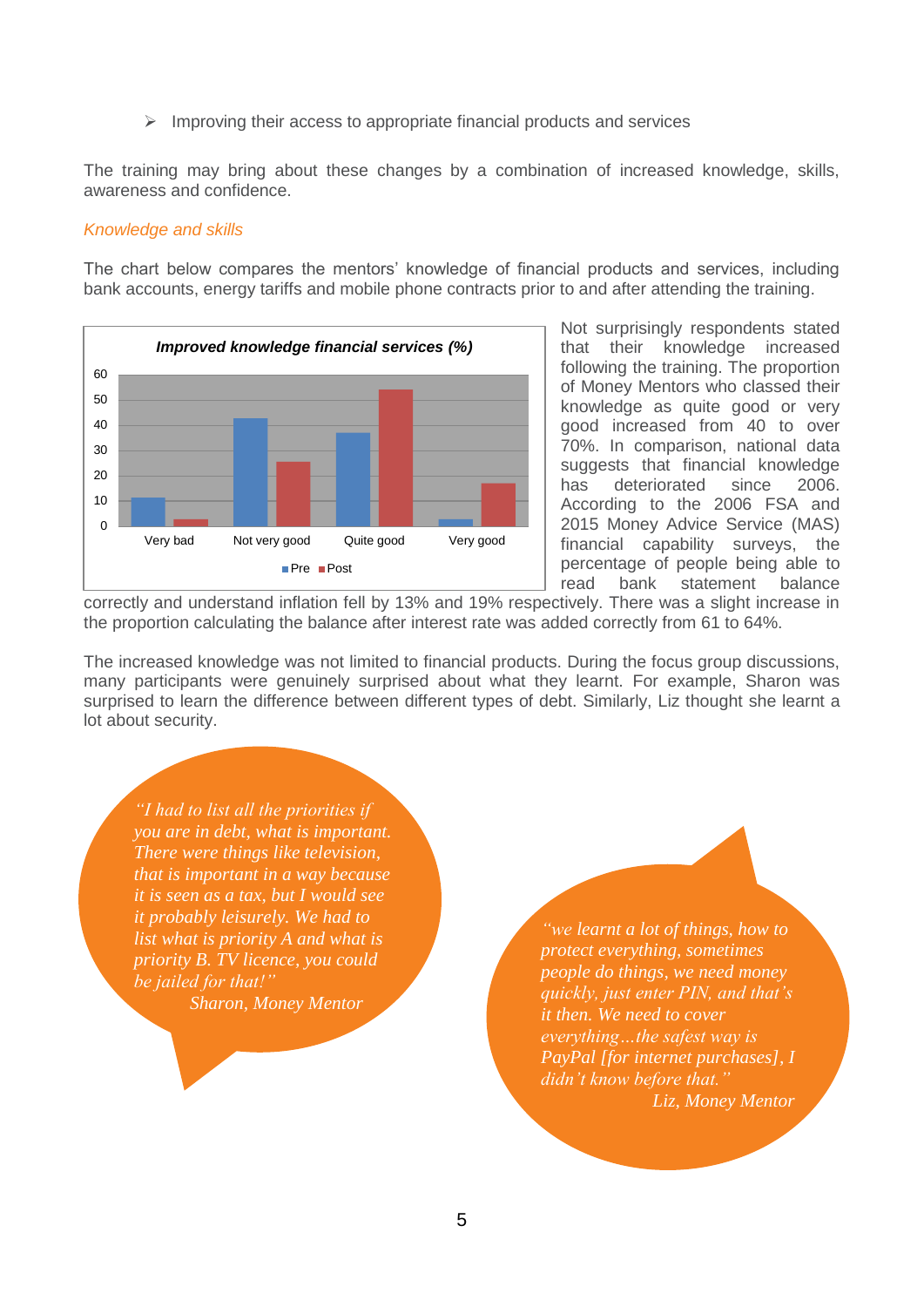- Improving their access to appropriate financial products and services

The training may bring about these changes by a combination of increased knowledge, skills, awareness and confidence.

*Knowledge and skills*

The chart below compares the mentors' knowledge of financial products and services, including bank accounts, energy tariffs and mobile phone contracts prior to and after attending the training.

**Improved knowledge financial services (%)**

Not surprisingly respondents stated that their knowledge increased following the training. The proportion of Money Mentors who classed their knowledge as quite good or very good increased from 40 to over 70%. In comparison, national data suggests that financial knowledge has deteriorated since 2006. According to the 2006 FSA and 2015 Money Advice Service (MAS) financial capability surveys, the percentage of people being able to read bank statement balance correctly and understand inflation fell by 13% and 19% respectively. There was a slight increase in the proportion calculating the balance after interest rate was added correctly from 61 to 64%.

The increased knowledge was not limited to financial products. During the focus group discussions, many participants were genuinely surprised about what they learnt. For example, Sharon was surprised to learn the difference between different types of debt. Similarly, Liz thought she learnt a lot about security.

*"I had to list all the priorities if you are in debt, what is important. There were things like television, that is important in a way because it is seen as a tax, but I would see it probably leisurely. We had to list what is priority A and what is priority B. TV licence, you could be jailed for that!"*
*Sharon, Money Mentor*

*"we learnt a lot of things, how to protect everything, sometimes people do things, we need money quickly, just enter PIN, and that's it then. We need to cover everything...the safest way is PayPal [for internet purchases], I didn't know before that."*
*Liz, Money Mentor*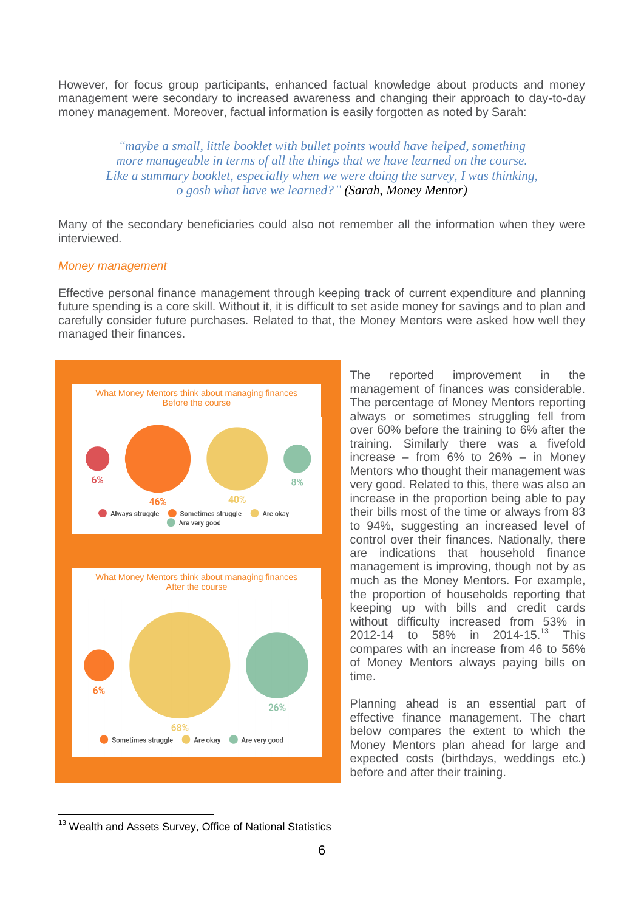However, for focus group participants, enhanced factual knowledge about products and money management were secondary to increased awareness and changing their approach to day-to-day money management. Moreover, factual information is easily forgotten as noted by Sarah:

> *"maybe a small, little booklet with bullet points would have helped, something more manageable in terms of all the things that we have learned on the course. Like a summary booklet, especially when we were doing the survey, I was thinking, o gosh what have we learned?"* (Sarah, Money Mentor)

Many of the secondary beneficiaries could also not remember all the information when they were interviewed.

### *Money management*

Effective personal finance management through keeping track of current expenditure and planning future spending is a core skill. Without it, it is difficult to set aside money for savings and to plan and carefully consider future purchases. Related to that, the Money Mentors were asked how well they managed their finances.

What Money Mentors think about managing finances
Before the course

| Always struggle | Sometimes struggle | Are okay | Are very good |
|---|---|---|---|
| 6% | 46% | 40% | 8% |

What Money Mentors think about managing finances
After the course

| Sometimes struggle | Are okay | Are very good |
|---|---|---|
| 6% | 68% | 26% |

The reported improvement in the management of finances was considerable. The percentage of Money Mentors reporting always or sometimes struggling fell from over 60% before the training to 6% after the training. Similarly there was a fivefold increase – from 6% to 26% – in Money Mentors who thought their management was very good. Related to this, there was also an increase in the proportion being able to pay their bills most of the time or always from 83 to 94%, suggesting an increased level of control over their finances. Nationally, there are indications that household finance management is improving, though not by as much as the Money Mentors. For example, the proportion of households reporting that keeping up with bills and credit cards without difficulty increased from 53% in 2012-14 to 58% in 2014-15.[13] This compares with an increase from 46 to 56% of Money Mentors always paying bills on time.

Planning ahead is an essential part of effective finance management. The chart below compares the extent to which the Money Mentors plan ahead for large and expected costs (birthdays, weddings etc.) before and after their training.

[13] Wealth and Assets Survey, Office of National Statistics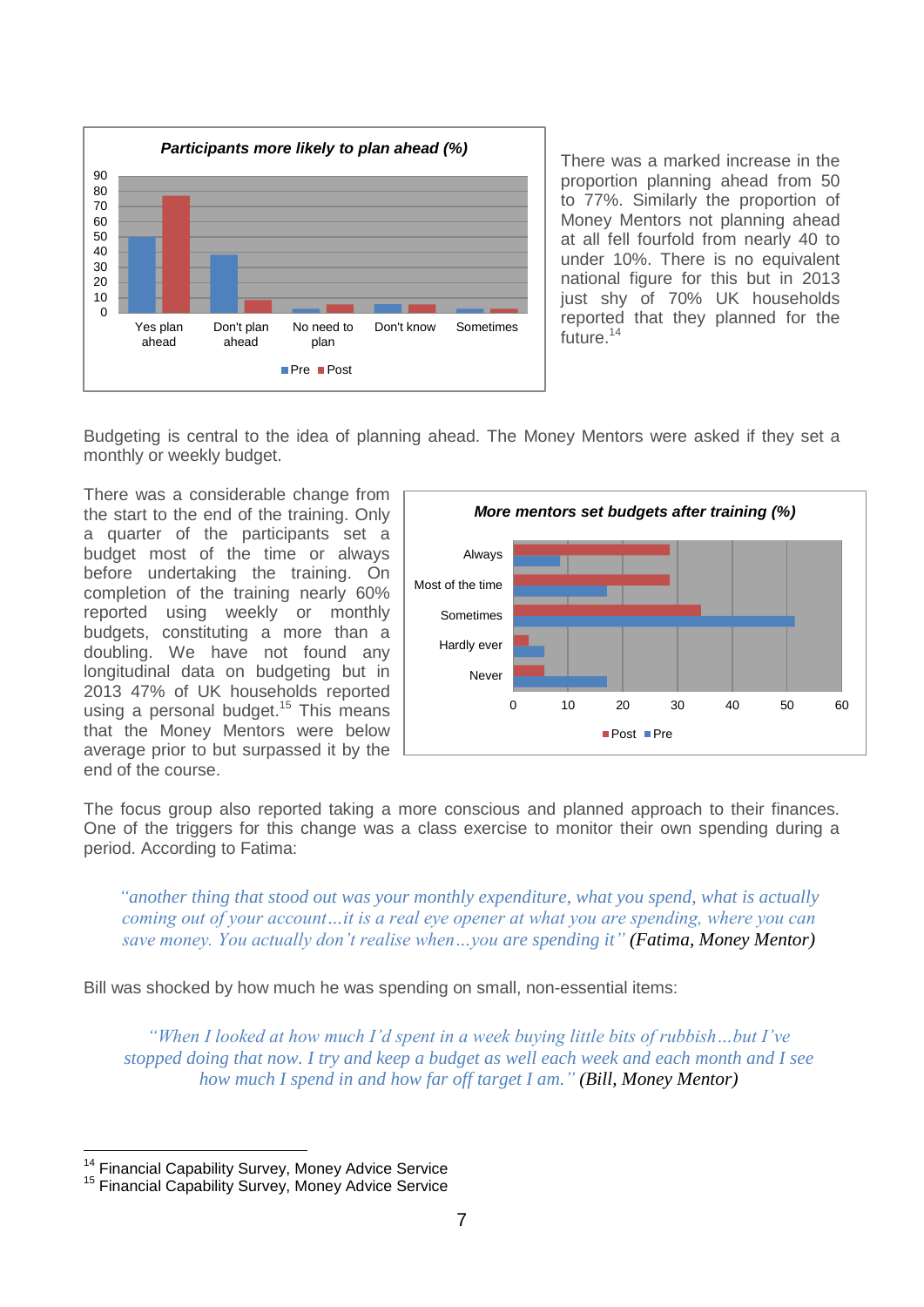**Participants more likely to plan ahead (%)**

| | Pre | Post |
|---|---|---|
| Yes plan ahead | 50 | 77 |
| Don't plan ahead | 38 | 8 |
| No need to plan | 2 | 5 |
| Don't know | 5 | 5 |
| Sometimes | 2 | 2 |

There was a marked increase in the proportion planning ahead from 50 to 77%. Similarly the proportion of Money Mentors not planning ahead at all fell fourfold from nearly 40 to under 10%. There is no equivalent national figure for this but in 2013 just shy of 70% UK households reported that they planned for the future.[14]

Budgeting is central to the idea of planning ahead. The Money Mentors were asked if they set a monthly or weekly budget.

There was a considerable change from the start to the end of the training. Only a quarter of the participants set a budget most of the time or always before undertaking the training. On completion of the training nearly 60% reported using weekly or monthly budgets, constituting a more than a doubling. We have not found any longitudinal data on budgeting but in 2013 47% of UK households reported using a personal budget.[15] This means that the Money Mentors were below average prior to but surpassed it by the end of the course.

**More mentors set budgets after training (%)**

| | Post | Pre |
|---|---|---|
| Always | 29 | 9 |
| Most of the time | 29 | 17 |
| Sometimes | 34 | 51 |
| Hardly ever | 3 | 6 |
| Never | 6 | 17 |

The focus group also reported taking a more conscious and planned approach to their finances. One of the triggers for this change was a class exercise to monitor their own spending during a period. According to Fatima:

> *"another thing that stood out was your monthly expenditure, what you spend, what is actually coming out of your account…it is a real eye opener at what you are spending, where you can save money. You actually don't realise when…you are spending it"* (Fatima, Money Mentor)

Bill was shocked by how much he was spending on small, non-essential items:

> *"When I looked at how much I'd spent in a week buying little bits of rubbish…but I've stopped doing that now. I try and keep a budget as well each week and each month and I see how much I spend in and how far off target I am."* (Bill, Money Mentor)

---

[14] Financial Capability Survey, Money Advice Service

[15] Financial Capability Survey, Money Advice Service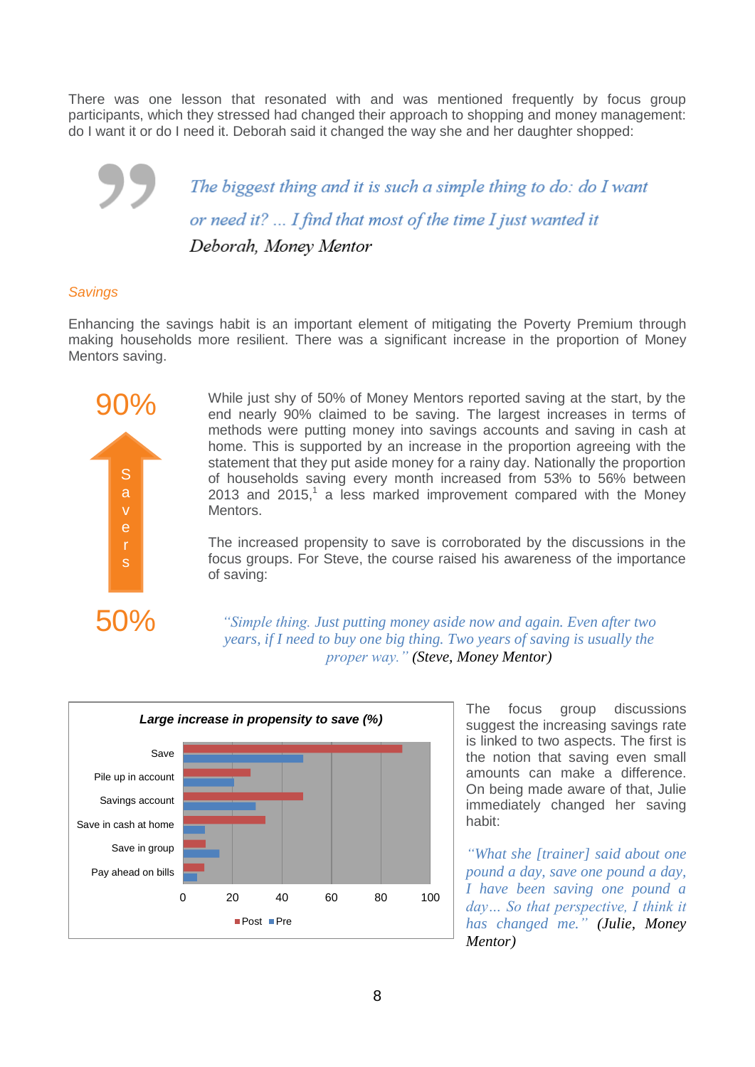There was one lesson that resonated with and was mentioned frequently by focus group participants, which they stressed had changed their approach to shopping and money management: do I want it or do I need it. Deborah said it changed the way she and her daughter shopped:

> *The biggest thing and it is such a simple thing to do: do I want or need it? ... I find that most of the time I just wanted it*
>
> Deborah, Money Mentor

*Savings*

Enhancing the savings habit is an important element of mitigating the Poverty Premium through making households more resilient. There was a significant increase in the proportion of Money Mentors saving.

90%

Savers

50%

While just shy of 50% of Money Mentors reported saving at the start, by the end nearly 90% claimed to be saving. The largest increases in terms of methods were putting money into savings accounts and saving in cash at home. This is supported by an increase in the proportion agreeing with the statement that they put aside money for a rainy day. Nationally the proportion of households saving every month increased from 53% to 56% between 2013 and 2015,[1] a less marked improvement compared with the Money Mentors.

The increased propensity to save is corroborated by the discussions in the focus groups. For Steve, the course raised his awareness of the importance of saving:

> *"Simple thing. Just putting money aside now and again. Even after two years, if I need to buy one big thing. Two years of saving is usually the proper way."* (Steve, Money Mentor)

**Large increase in propensity to save (%)**

| | Post | Pre |
|---|---|---|
| Save | 88 | 48 |
| Pile up in account | 27 | 20 |
| Savings account | 48 | 29 |
| Save in cash at home | 33 | 9 |
| Save in group | 9 | 15 |
| Pay ahead on bills | 9 | 6 |

The focus group discussions suggest the increasing savings rate is linked to two aspects. The first is the notion that saving even small amounts can make a difference. On being made aware of that, Julie immediately changed her saving habit:

> *"What she [trainer] said about one pound a day, save one pound a day, I have been saving one pound a day... So that perspective, I think it has changed me."* (Julie, Money Mentor)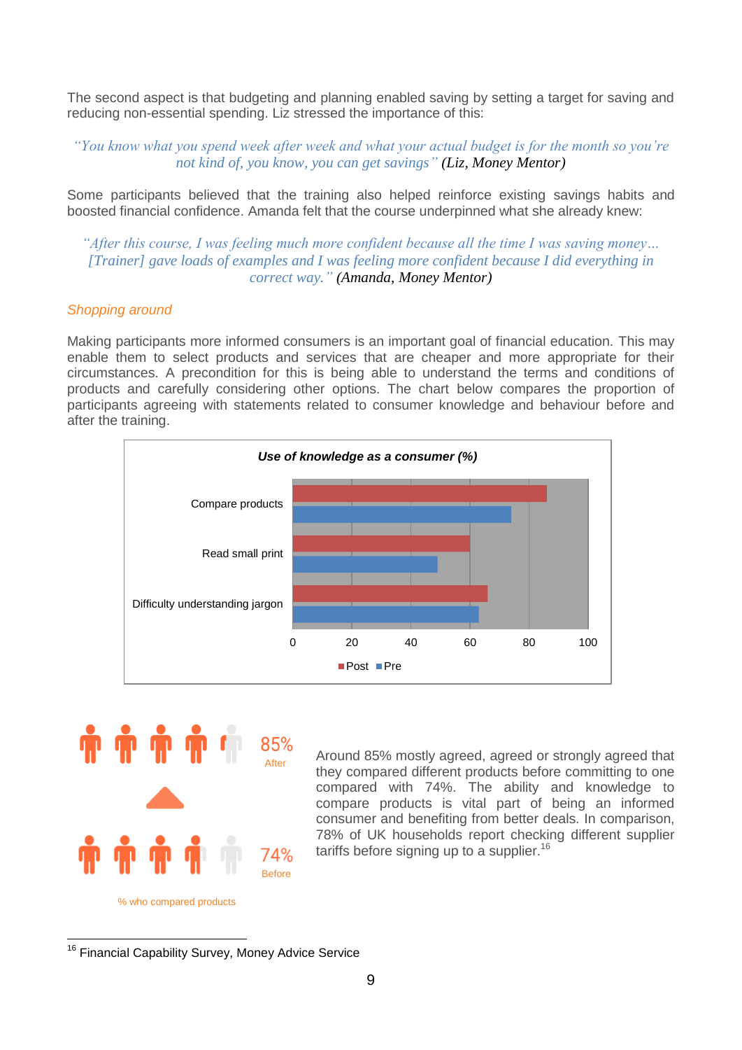The second aspect is that budgeting and planning enabled saving by setting a target for saving and reducing non-essential spending. Liz stressed the importance of this:

> *"You know what you spend week after week and what your actual budget is for the month so you're not kind of, you know, you can get savings"* (Liz, Money Mentor)

Some participants believed that the training also helped reinforce existing savings habits and boosted financial confidence. Amanda felt that the course underpinned what she already knew:

> *"After this course, I was feeling much more confident because all the time I was saving money… [Trainer] gave loads of examples and I was feeling more confident because I did everything in correct way."* (Amanda, Money Mentor)

### *Shopping around*

Making participants more informed consumers is an important goal of financial education. This may enable them to select products and services that are cheaper and more appropriate for their circumstances. A precondition for this is being able to understand the terms and conditions of products and carefully considering other options. The chart below compares the proportion of participants agreeing with statements related to consumer knowledge and behaviour before and after the training.

**Use of knowledge as a consumer (%)**

Compare products
Read small print
Difficulty understanding jargon

0 20 40 60 80 100

Post Pre

85%
After

74%
Before

% who compared products

Around 85% mostly agreed, agreed or strongly agreed that they compared different products before committing to one compared with 74%. The ability and knowledge to compare products is vital part of being an informed consumer and benefiting from better deals. In comparison, 78% of UK households report checking different supplier tariffs before signing up to a supplier.[16]

[16] Financial Capability Survey, Money Advice Service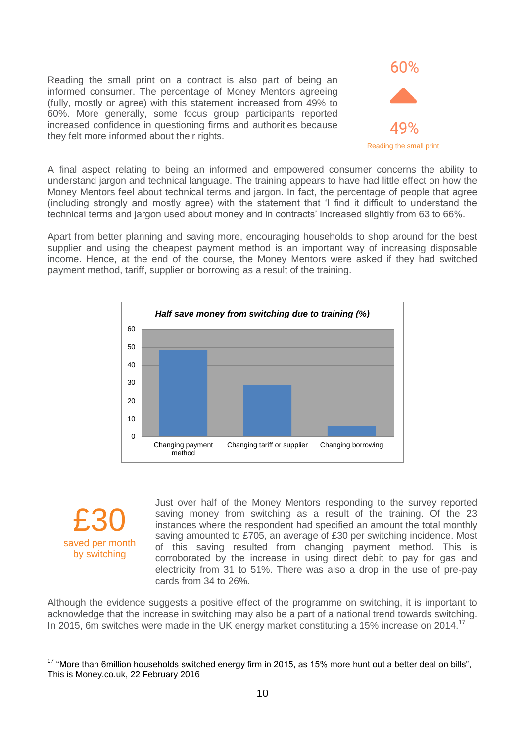Reading the small print on a contract is also part of being an informed consumer. The percentage of Money Mentors agreeing (fully, mostly or agree) with this statement increased from 49% to 60%. More generally, some focus group participants reported increased confidence in questioning firms and authorities because they felt more informed about their rights.

60%

49%

Reading the small print

A final aspect relating to being an informed and empowered consumer concerns the ability to understand jargon and technical language. The training appears to have had little effect on how the Money Mentors feel about technical terms and jargon. In fact, the percentage of people that agree (including strongly and mostly agree) with the statement that 'I find it difficult to understand the technical terms and jargon used about money and in contracts' increased slightly from 63 to 66%.

Apart from better planning and saving more, encouraging households to shop around for the best supplier and using the cheapest payment method is an important way of increasing disposable income. Hence, at the end of the course, the Money Mentors were asked if they had switched payment method, tariff, supplier or borrowing as a result of the training.

***Half save money from switching due to training (%)***

| Changing payment method | Changing tariff or supplier | Changing borrowing |
|---|---|---|
| ~48 | ~29 | ~6 |

£30

saved per month by switching

Just over half of the Money Mentors responding to the survey reported saving money from switching as a result of the training. Of the 23 instances where the respondent had specified an amount the total monthly saving amounted to £705, an average of £30 per switching incidence. Most of this saving resulted from changing payment method. This is corroborated by the increase in using direct debit to pay for gas and electricity from 31 to 51%. There was also a drop in the use of pre-pay cards from 34 to 26%.

Although the evidence suggests a positive effect of the programme on switching, it is important to acknowledge that the increase in switching may also be a part of a national trend towards switching. In 2015, 6m switches were made in the UK energy market constituting a 15% increase on 2014.[17]

---

[17] "More than 6million households switched energy firm in 2015, as 15% more hunt out a better deal on bills", This is Money.co.uk, 22 February 2016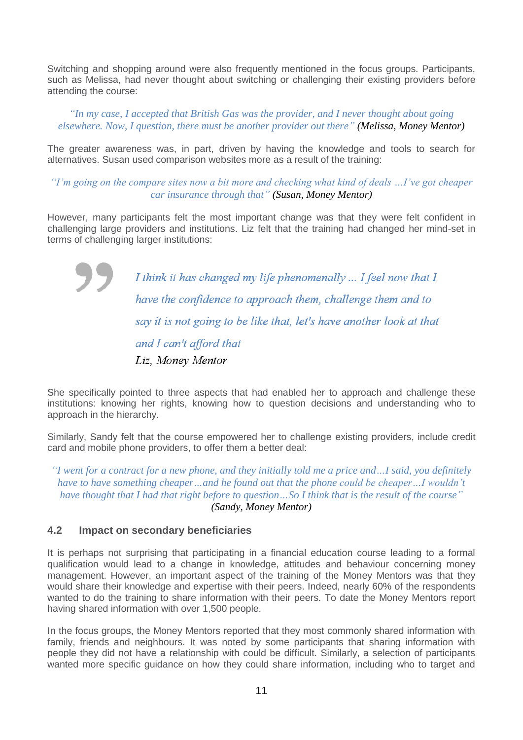Switching and shopping around were also frequently mentioned in the focus groups. Participants, such as Melissa, had never thought about switching or challenging their existing providers before attending the course:

> *"In my case, I accepted that British Gas was the provider, and I never thought about going elsewhere. Now, I question, there must be another provider out there"* (Melissa, Money Mentor)

The greater awareness was, in part, driven by having the knowledge and tools to search for alternatives. Susan used comparison websites more as a result of the training:

> *"I'm going on the compare sites now a bit more and checking what kind of deals …I've got cheaper car insurance through that"* (Susan, Money Mentor)

However, many participants felt the most important change was that they were felt confident in challenging large providers and institutions. Liz felt that the training had changed her mind-set in terms of challenging larger institutions:

> *I think it has changed my life phenomenally ... I feel now that I have the confidence to approach them, challenge them and to say it is not going to be like that, let's have another look at that and I can't afford that*
>
> Liz, Money Mentor

She specifically pointed to three aspects that had enabled her to approach and challenge these institutions: knowing her rights, knowing how to question decisions and understanding who to approach in the hierarchy.

Similarly, Sandy felt that the course empowered her to challenge existing providers, include credit card and mobile phone providers, to offer them a better deal:

> *"I went for a contract for a new phone, and they initially told me a price and…I said, you definitely have to have something cheaper…and he found out that the phone could be cheaper…I wouldn't have thought that I had that right before to question…So I think that is the result of the course"*
>
> (Sandy, Money Mentor)

### 4.2 Impact on secondary beneficiaries

It is perhaps not surprising that participating in a financial education course leading to a formal qualification would lead to a change in knowledge, attitudes and behaviour concerning money management. However, an important aspect of the training of the Money Mentors was that they would share their knowledge and expertise with their peers. Indeed, nearly 60% of the respondents wanted to do the training to share information with their peers. To date the Money Mentors report having shared information with over 1,500 people.

In the focus groups, the Money Mentors reported that they most commonly shared information with family, friends and neighbours. It was noted by some participants that sharing information with people they did not have a relationship with could be difficult. Similarly, a selection of participants wanted more specific guidance on how they could share information, including who to target and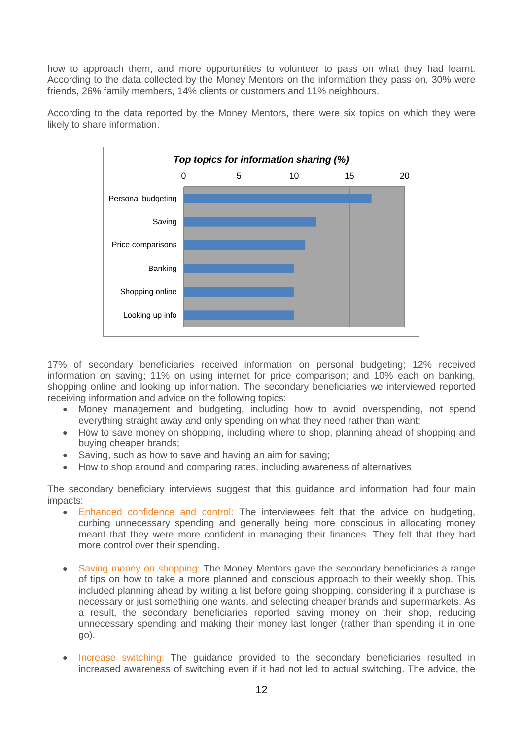how to approach them, and more opportunities to volunteer to pass on what they had learnt. According to the data collected by the Money Mentors on the information they pass on, 30% were friends, 26% family members, 14% clients or customers and 11% neighbours.

According to the data reported by the Money Mentors, there were six topics on which they were likely to share information.

***Top topics for information sharing (%)***

| Topic | % |
|---|---|
| Personal budgeting | 17 |
| Saving | 12 |
| Price comparisons | 11 |
| Banking | 10 |
| Shopping online | 10 |
| Looking up info | 10 |

17% of secondary beneficiaries received information on personal budgeting; 12% received information on saving; 11% on using internet for price comparison; and 10% each on banking, shopping online and looking up information. The secondary beneficiaries we interviewed reported receiving information and advice on the following topics:

- Money management and budgeting, including how to avoid overspending, not spend everything straight away and only spending on what they need rather than want;
- How to save money on shopping, including where to shop, planning ahead of shopping and buying cheaper brands;
- Saving, such as how to save and having an aim for saving;
- How to shop around and comparing rates, including awareness of alternatives

The secondary beneficiary interviews suggest that this guidance and information had four main impacts:

- Enhanced confidence and control: The interviewees felt that the advice on budgeting, curbing unnecessary spending and generally being more conscious in allocating money meant that they were more confident in managing their finances. They felt that they had more control over their spending.

- Saving money on shopping: The Money Mentors gave the secondary beneficiaries a range of tips on how to take a more planned and conscious approach to their weekly shop. This included planning ahead by writing a list before going shopping, considering if a purchase is necessary or just something one wants, and selecting cheaper brands and supermarkets. As a result, the secondary beneficiaries reported saving money on their shop, reducing unnecessary spending and making their money last longer (rather than spending it in one go).

- Increase switching: The guidance provided to the secondary beneficiaries resulted in increased awareness of switching even if it had not led to actual switching. The advice, the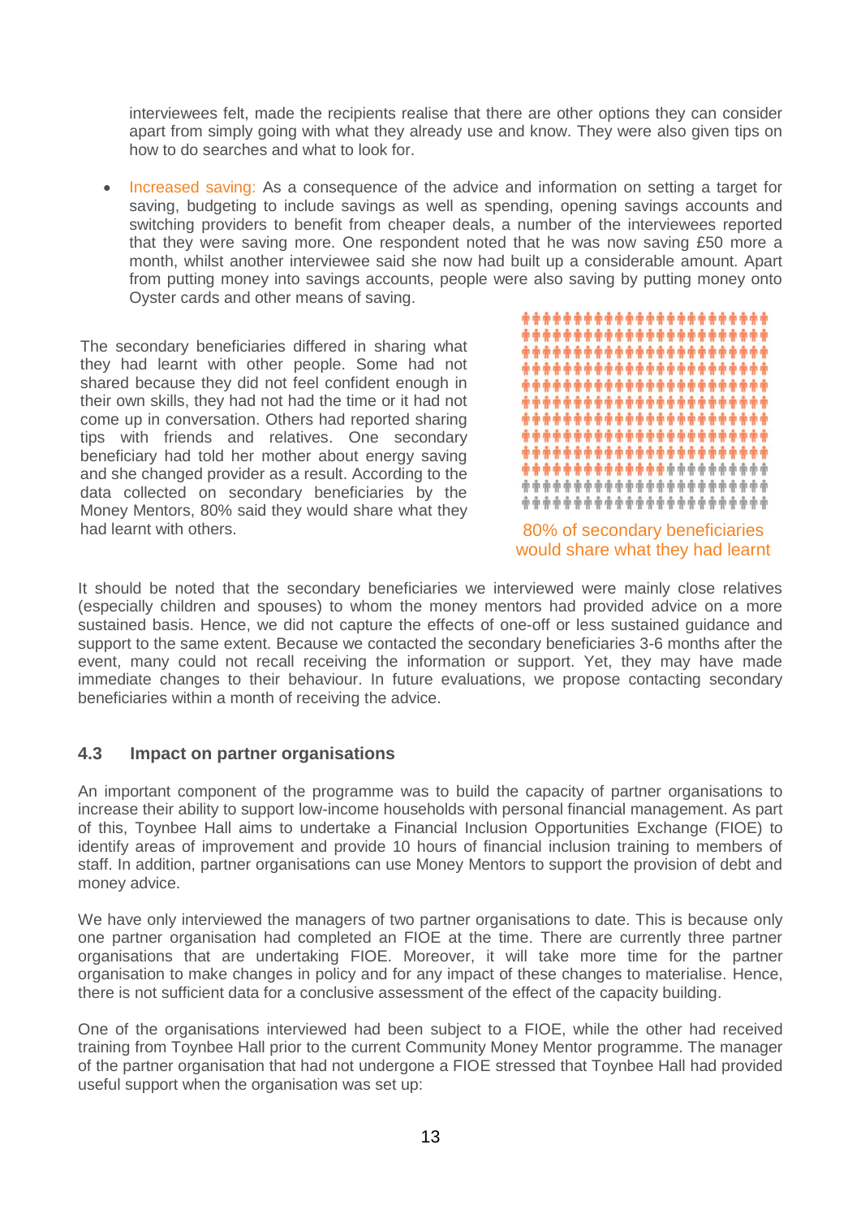interviewees felt, made the recipients realise that there are other options they can consider apart from simply going with what they already use and know. They were also given tips on how to do searches and what to look for.

- Increased saving: As a consequence of the advice and information on setting a target for saving, budgeting to include savings as well as spending, opening savings accounts and switching providers to benefit from cheaper deals, a number of the interviewees reported that they were saving more. One respondent noted that he was now saving £50 more a month, whilst another interviewee said she now had built up a considerable amount. Apart from putting money into savings accounts, people were also saving by putting money onto Oyster cards and other means of saving.

The secondary beneficiaries differed in sharing what they had learnt with other people. Some had not shared because they did not feel confident enough in their own skills, they had not had the time or it had not come up in conversation. Others had reported sharing tips with friends and relatives. One secondary beneficiary had told her mother about energy saving and she changed provider as a result. According to the data collected on secondary beneficiaries by the Money Mentors, 80% said they would share what they had learnt with others.

80% of secondary beneficiaries would share what they had learnt

It should be noted that the secondary beneficiaries we interviewed were mainly close relatives (especially children and spouses) to whom the money mentors had provided advice on a more sustained basis. Hence, we did not capture the effects of one-off or less sustained guidance and support to the same extent. Because we contacted the secondary beneficiaries 3-6 months after the event, many could not recall receiving the information or support. Yet, they may have made immediate changes to their behaviour. In future evaluations, we propose contacting secondary beneficiaries within a month of receiving the advice.

### 4.3 Impact on partner organisations

An important component of the programme was to build the capacity of partner organisations to increase their ability to support low-income households with personal financial management. As part of this, Toynbee Hall aims to undertake a Financial Inclusion Opportunities Exchange (FIOE) to identify areas of improvement and provide 10 hours of financial inclusion training to members of staff. In addition, partner organisations can use Money Mentors to support the provision of debt and money advice.

We have only interviewed the managers of two partner organisations to date. This is because only one partner organisation had completed an FIOE at the time. There are currently three partner organisations that are undertaking FIOE. Moreover, it will take more time for the partner organisation to make changes in policy and for any impact of these changes to materialise. Hence, there is not sufficient data for a conclusive assessment of the effect of the capacity building.

One of the organisations interviewed had been subject to a FIOE, while the other had received training from Toynbee Hall prior to the current Community Money Mentor programme. The manager of the partner organisation that had not undergone a FIOE stressed that Toynbee Hall had provided useful support when the organisation was set up: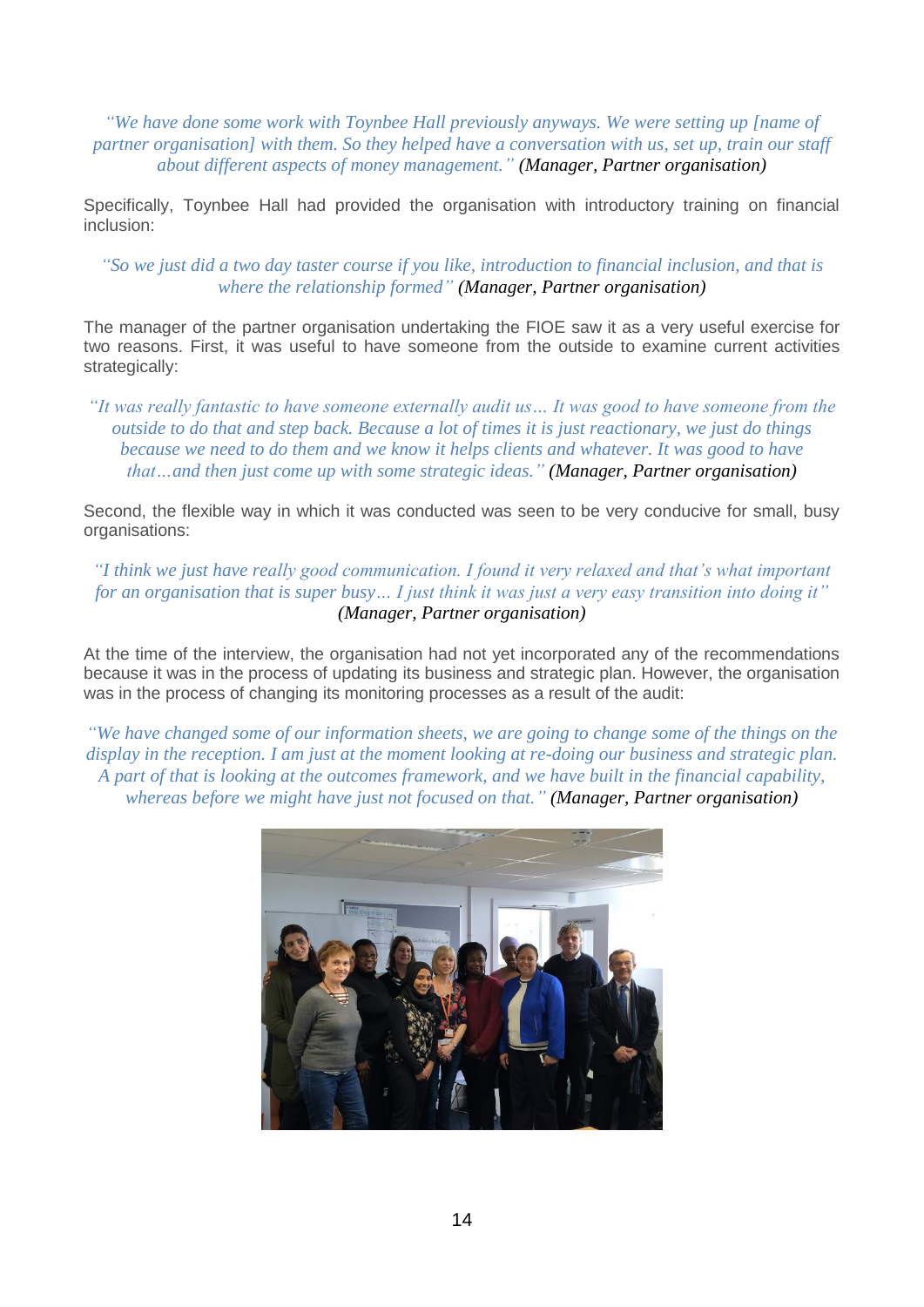*"We have done some work with Toynbee Hall previously anyways. We were setting up [name of partner organisation] with them. So they helped have a conversation with us, set up, train our staff about different aspects of money management." (Manager, Partner organisation)*

Specifically, Toynbee Hall had provided the organisation with introductory training on financial inclusion:

*"So we just did a two day taster course if you like, introduction to financial inclusion, and that is where the relationship formed" (Manager, Partner organisation)*

The manager of the partner organisation undertaking the FIOE saw it as a very useful exercise for two reasons. First, it was useful to have someone from the outside to examine current activities strategically:

*"It was really fantastic to have someone externally audit us… It was good to have someone from the outside to do that and step back. Because a lot of times it is just reactionary, we just do things because we need to do them and we know it helps clients and whatever. It was good to have that…and then just come up with some strategic ideas." (Manager, Partner organisation)*

Second, the flexible way in which it was conducted was seen to be very conducive for small, busy organisations:

*"I think we just have really good communication. I found it very relaxed and that's what important for an organisation that is super busy… I just think it was just a very easy transition into doing it" (Manager, Partner organisation)*

At the time of the interview, the organisation had not yet incorporated any of the recommendations because it was in the process of updating its business and strategic plan. However, the organisation was in the process of changing its monitoring processes as a result of the audit:

*"We have changed some of our information sheets, we are going to change some of the things on the display in the reception. I am just at the moment looking at re-doing our business and strategic plan. A part of that is looking at the outcomes framework, and we have built in the financial capability, whereas before we might have just not focused on that." (Manager, Partner organisation)*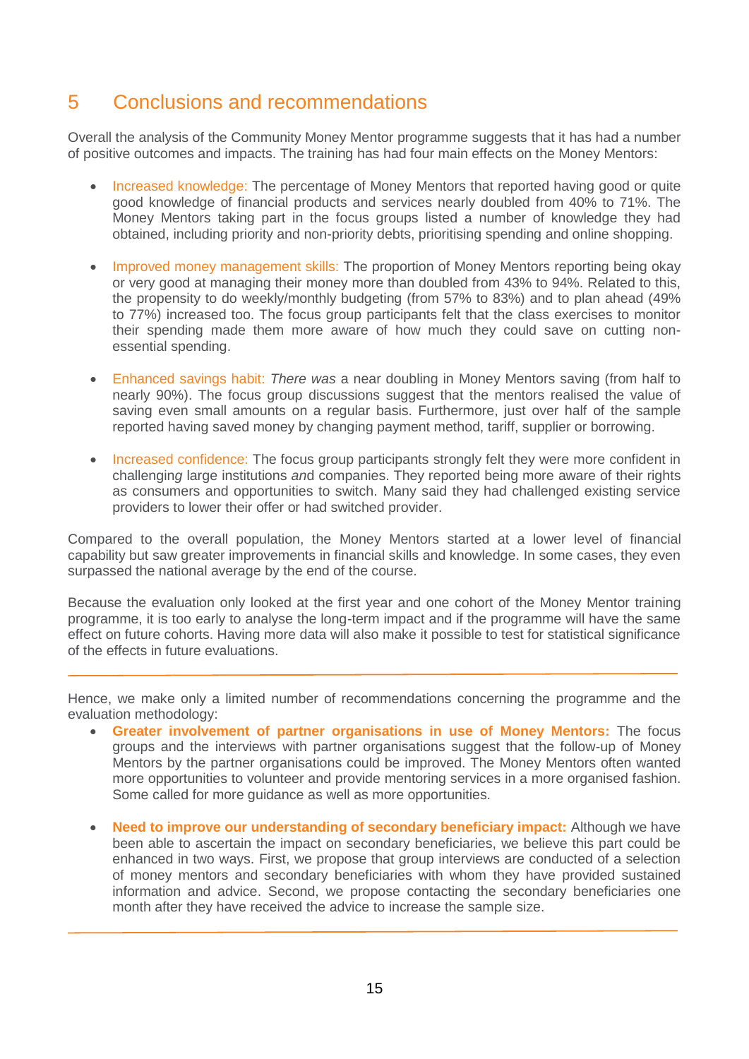## 5 Conclusions and recommendations

Overall the analysis of the Community Money Mentor programme suggests that it has had a number of positive outcomes and impacts. The training has had four main effects on the Money Mentors:

- Increased knowledge: The percentage of Money Mentors that reported having good or quite good knowledge of financial products and services nearly doubled from 40% to 71%. The Money Mentors taking part in the focus groups listed a number of knowledge they had obtained, including priority and non-priority debts, prioritising spending and online shopping.

- Improved money management skills: The proportion of Money Mentors reporting being okay or very good at managing their money more than doubled from 43% to 94%. Related to this, the propensity to do weekly/monthly budgeting (from 57% to 83%) and to plan ahead (49% to 77%) increased too. The focus group participants felt that the class exercises to monitor their spending made them more aware of how much they could save on cutting non-essential spending.

- Enhanced savings habit: *There was* a near doubling in Money Mentors saving (from half to nearly 90%). The focus group discussions suggest that the mentors realised the value of saving even small amounts on a regular basis. Furthermore, just over half of the sample reported having saved money by changing payment method, tariff, supplier or borrowing.

- Increased confidence: The focus group participants strongly felt they were more confident in challenging large institutions and companies. They reported being more aware of their rights as consumers and opportunities to switch. Many said they had challenged existing service providers to lower their offer or had switched provider.

Compared to the overall population, the Money Mentors started at a lower level of financial capability but saw greater improvements in financial skills and knowledge. In some cases, they even surpassed the national average by the end of the course.

Because the evaluation only looked at the first year and one cohort of the Money Mentor training programme, it is too early to analyse the long-term impact and if the programme will have the same effect on future cohorts. Having more data will also make it possible to test for statistical significance of the effects in future evaluations.

---

Hence, we make only a limited number of recommendations concerning the programme and the evaluation methodology:

- **Greater involvement of partner organisations in use of Money Mentors:** The focus groups and the interviews with partner organisations suggest that the follow-up of Money Mentors by the partner organisations could be improved. The Money Mentors often wanted more opportunities to volunteer and provide mentoring services in a more organised fashion. Some called for more guidance as well as more opportunities.

- **Need to improve our understanding of secondary beneficiary impact:** Although we have been able to ascertain the impact on secondary beneficiaries, we believe this part could be enhanced in two ways. First, we propose that group interviews are conducted of a selection of money mentors and secondary beneficiaries with whom they have provided sustained information and advice. Second, we propose contacting the secondary beneficiaries one month after they have received the advice to increase the sample size.

---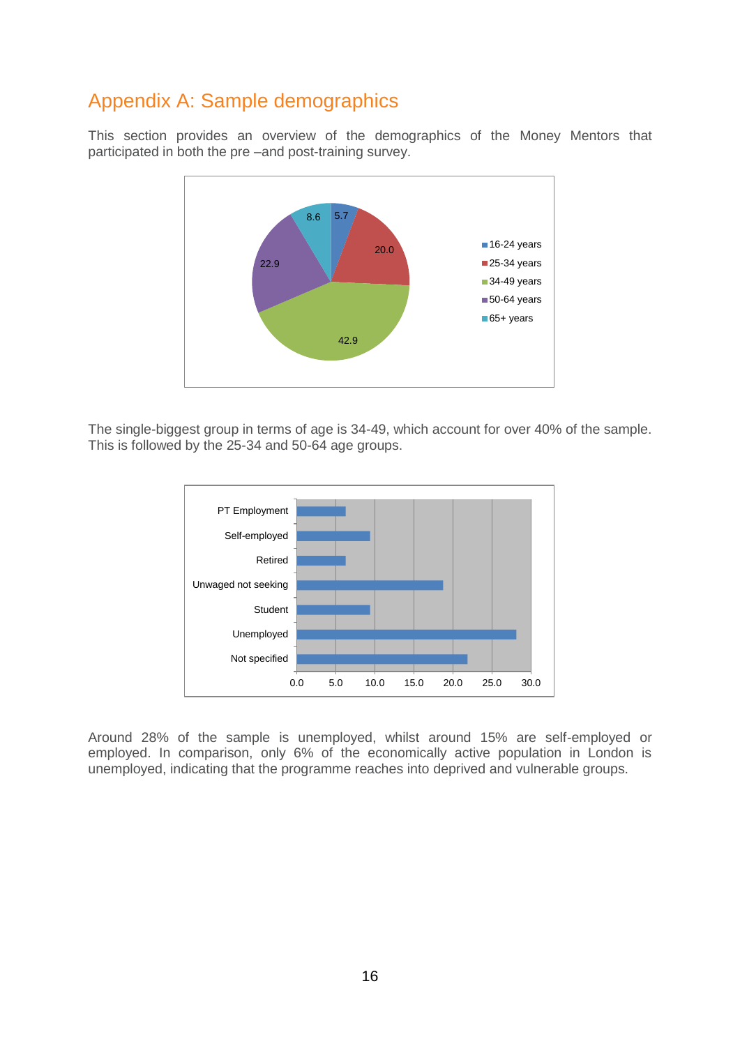# Appendix A: Sample demographics

This section provides an overview of the demographics of the Money Mentors that participated in both the pre –and post-training survey.

The single-biggest group in terms of age is 34-49, which account for over 40% of the sample. This is followed by the 25-34 and 50-64 age groups.

Around 28% of the sample is unemployed, whilst around 15% are self-employed or employed. In comparison, only 6% of the economically active population in London is unemployed, indicating that the programme reaches into deprived and vulnerable groups.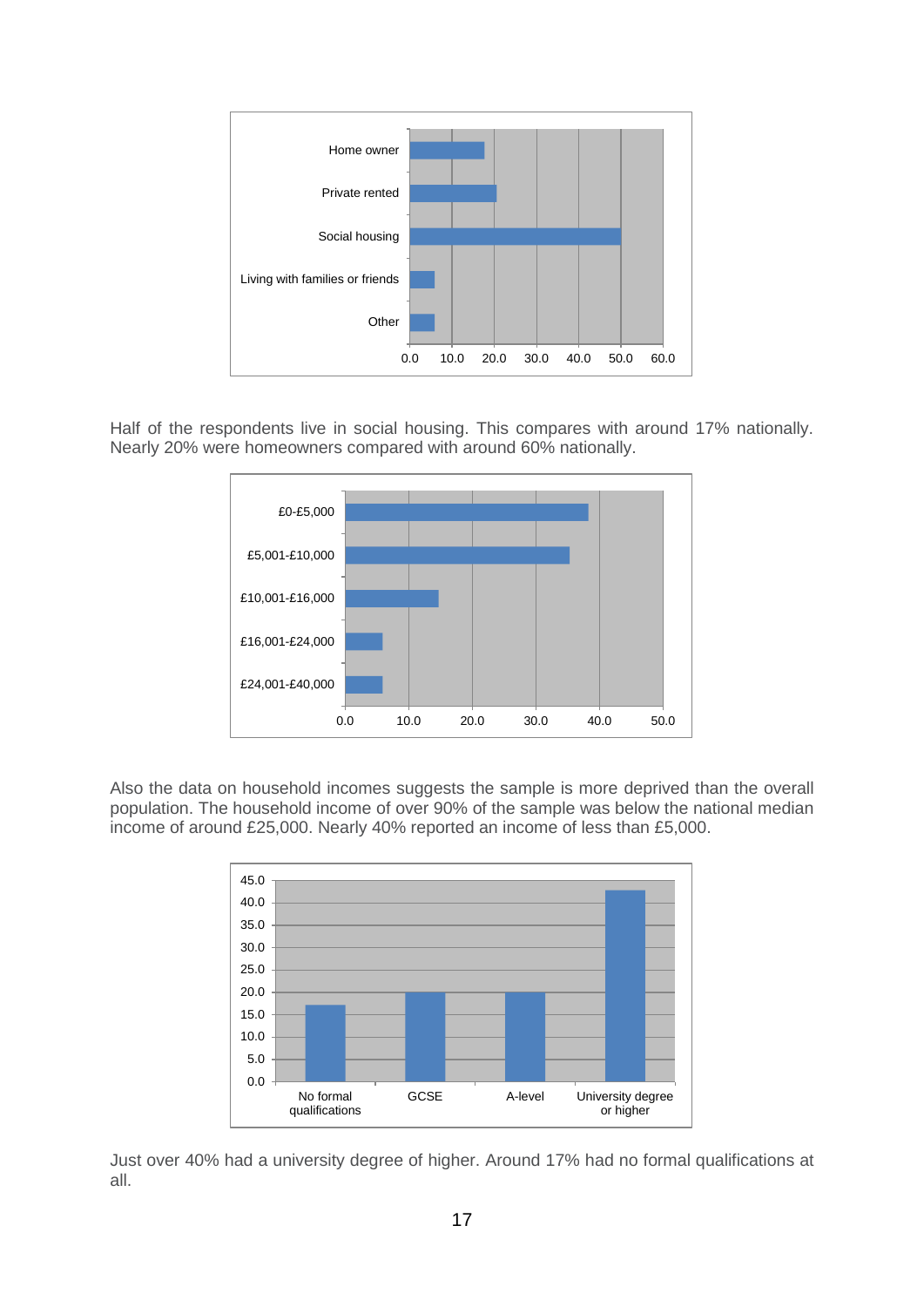Home owner
Private rented
Social housing
Living with families or friends
Other

0.0 10.0 20.0 30.0 40.0 50.0 60.0

Half of the respondents live in social housing. This compares with around 17% nationally. Nearly 20% were homeowners compared with around 60% nationally.

£0-£5,000
£5,001-£10,000
£10,001-£16,000
£16,001-£24,000
£24,001-£40,000

0.0 10.0 20.0 30.0 40.0 50.0

Also the data on household incomes suggests the sample is more deprived than the overall population. The household income of over 90% of the sample was below the national median income of around £25,000. Nearly 40% reported an income of less than £5,000.

45.0
40.0
35.0
30.0
25.0
20.0
15.0
10.0
5.0
0.0

No formal qualifications
GCSE
A-level
University degree or higher

Just over 40% had a university degree of higher. Around 17% had no formal qualifications at all.